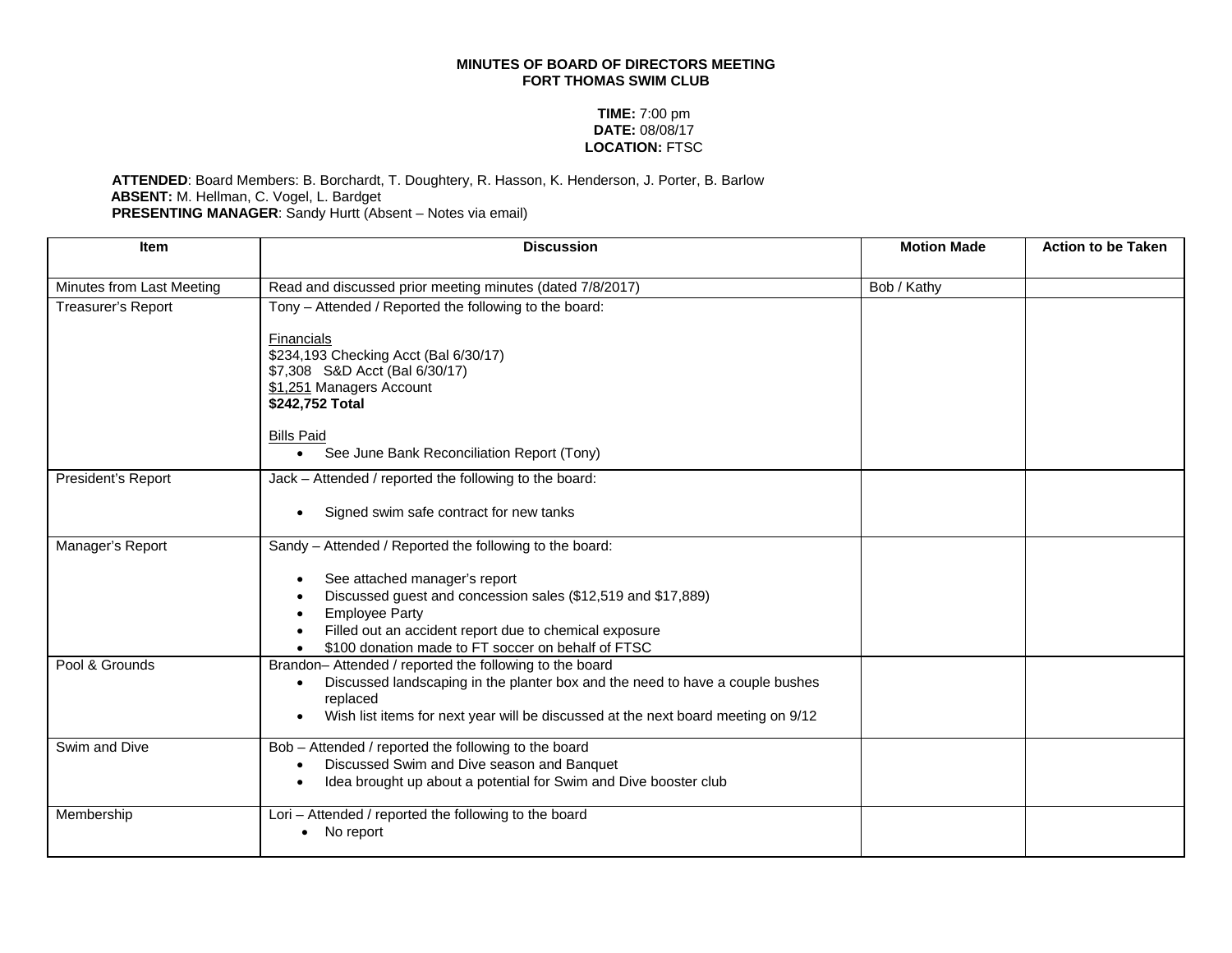**MINUTES OF BOARD OF DIRECTORS MEETING**
**FORT THOMAS SWIM CLUB**

**TIME:** 7:00 pm
**DATE:** 08/08/17
**LOCATION:** FTSC

**ATTENDED**: Board Members: B. Borchardt, T. Doughtery, R. Hasson, K. Henderson, J. Porter, B. Barlow
**ABSENT:** M. Hellman, C. Vogel, L. Bardget
**PRESENTING MANAGER**: Sandy Hurtt (Absent – Notes via email)

| Item | Discussion | Motion Made | Action to be Taken |
|---|---|---|---|
| Minutes from Last Meeting | Read and discussed prior meeting minutes (dated 7/8/2017) | Bob / Kathy | |
| Treasurer's Report | Tony – Attended / Reported the following to the board:<br><br>Financials<br>$234,193 Checking Acct (Bal 6/30/17)<br>$7,308 S&D Acct (Bal 6/30/17)<br>$1,251 Managers Account<br>**$242,752 Total**<br><br>Bills Paid<br>• See June Bank Reconciliation Report (Tony) | | |
| President's Report | Jack – Attended / reported the following to the board:<br><br>• Signed swim safe contract for new tanks | | |
| Manager's Report | Sandy – Attended / Reported the following to the board:<br><br>• See attached manager's report<br>• Discussed guest and concession sales ($12,519 and $17,889)<br>• Employee Party<br>• Filled out an accident report due to chemical exposure<br>• $100 donation made to FT soccer on behalf of FTSC | | |
| Pool & Grounds | Brandon– Attended / reported the following to the board<br>• Discussed landscaping in the planter box and the need to have a couple bushes replaced<br>• Wish list items for next year will be discussed at the next board meeting on 9/12 | | |
| Swim and Dive | Bob – Attended / reported the following to the board<br>• Discussed Swim and Dive season and Banquet<br>• Idea brought up about a potential for Swim and Dive booster club | | |
| Membership | Lori – Attended / reported the following to the board<br>• No report | | |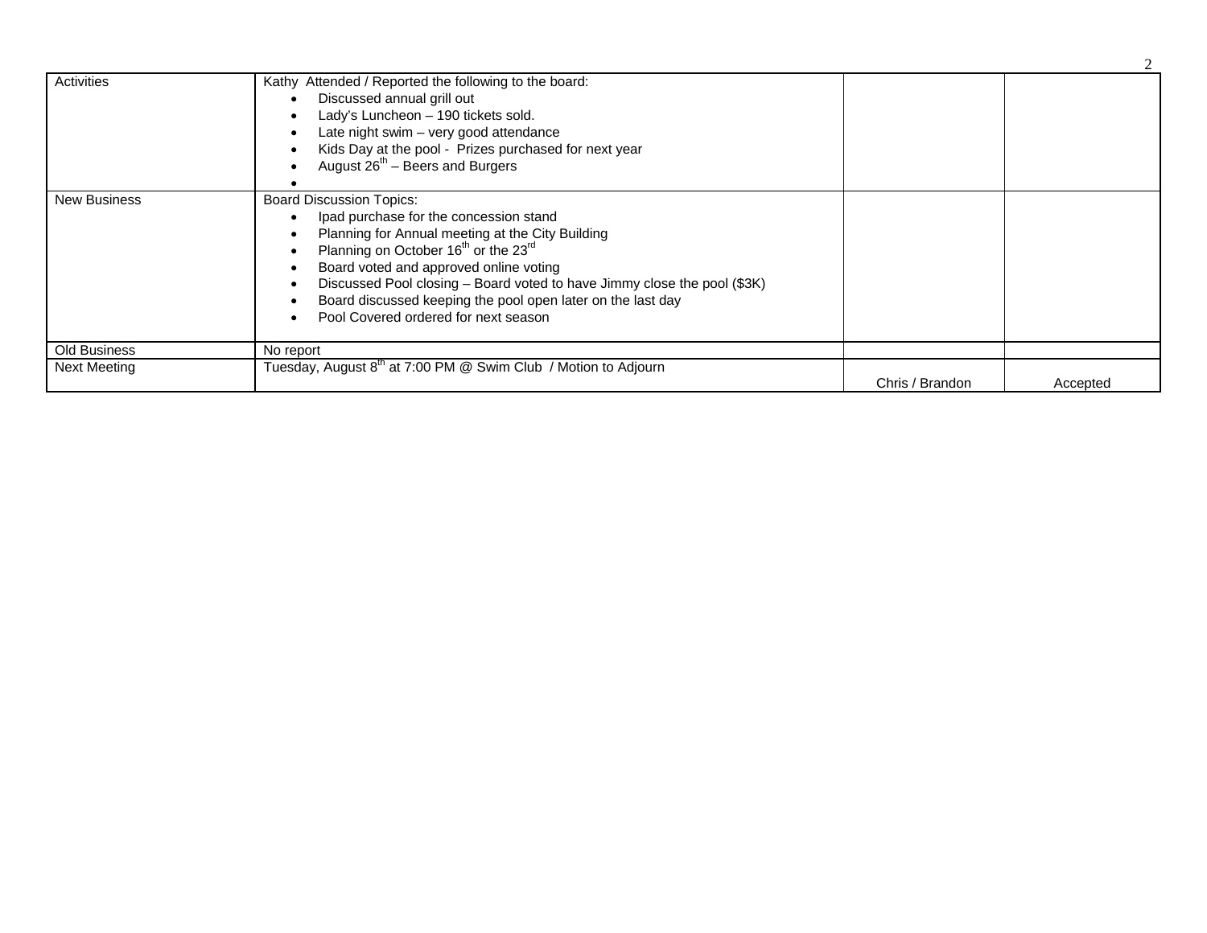| | | | |
|---|---|---|---|
| Activities | Kathy Attended / Reported the following to the board:<br>• Discussed annual grill out<br>• Lady's Luncheon – 190 tickets sold.<br>• Late night swim – very good attendance<br>• Kids Day at the pool - Prizes purchased for next year<br>• August 26th – Beers and Burgers<br>• | | |
| New Business | Board Discussion Topics:<br>• Ipad purchase for the concession stand<br>• Planning for Annual meeting at the City Building<br>• Planning on October 16th or the 23rd<br>• Board voted and approved online voting<br>• Discussed Pool closing – Board voted to have Jimmy close the pool ($3K)<br>• Board discussed keeping the pool open later on the last day<br>• Pool Covered ordered for next season | | |
| Old Business | No report | | |
| Next Meeting | Tuesday, August 8th at 7:00 PM @ Swim Club / Motion to Adjourn | Chris / Brandon | Accepted |